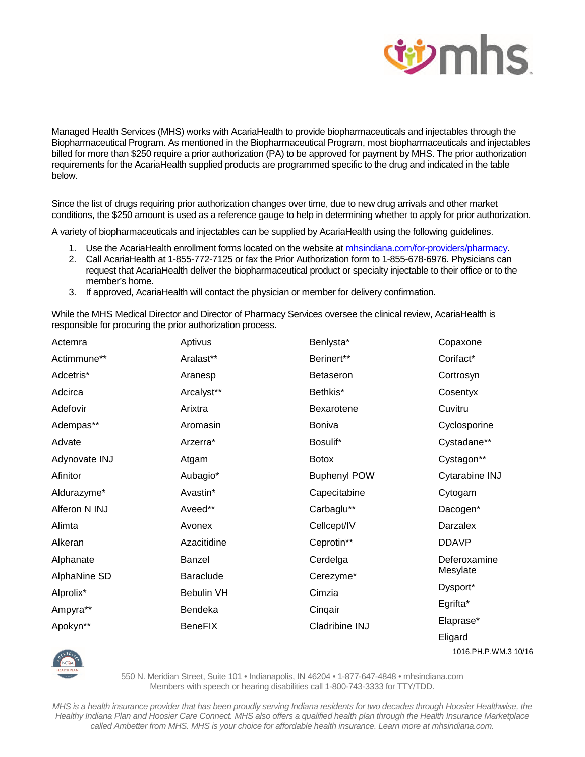Managed Health Services (MHS) works with AcariaHealth to provide biopharmaceuticals and injectables through the Biopharmaceutical Program. As mentioned in the Biopharmaceutical Program, most biopharmaceuticals and injectables billed for more than $250 require a prior authorization (PA) to be approved for payment by MHS. The prior authorization requirements for the AcariaHealth supplied products are programmed specific to the drug and indicated in the table below.

Since the list of drugs requiring prior authorization changes over time, due to new drug arrivals and other market conditions, the $250 amount is used as a reference gauge to help in determining whether to apply for prior authorization.

A variety of biopharmaceuticals and injectables can be supplied by AcariaHealth using the following guidelines.

1. Use the AcariaHealth enrollment forms located on the website at mhsindiana.com/for-providers/pharmacy.
2. Call AcariaHealth at 1-855-772-7125 or fax the Prior Authorization form to 1-855-678-6976. Physicians can request that AcariaHealth deliver the biopharmaceutical product or specialty injectable to their office or to the member's home.
3. If approved, AcariaHealth will contact the physician or member for delivery confirmation.

While the MHS Medical Director and Director of Pharmacy Services oversee the clinical review, AcariaHealth is responsible for procuring the prior authorization process.

| | | | |
|---|---|---|---|
| Actemra | Aptivus | Benlysta* | Copaxone |
| Actimmune** | Aralast** | Berinert** | Corifact* |
| Adcetris* | Aranesp | Betaseron | Cortrosyn |
| Adcirca | Arcalyst** | Bethkis* | Cosentyx |
| Adefovir | Arixtra | Bexarotene | Cuvitru |
| Adempas** | Aromasin | Boniva | Cyclosporine |
| Advate | Arzerra* | Bosulif* | Cystadane** |
| Adynovate INJ | Atgam | Botox | Cystagon** |
| Afinitor | Aubagio* | Buphenyl POW | Cytarabine INJ |
| Aldurazyme* | Avastin* | Capecitabine | Cytogam |
| Alferon N INJ | Aveed** | Carbaglu** | Dacogen* |
| Alimta | Avonex | Cellcept/IV | Darzalex |
| Alkeran | Azacitidine | Ceprotin** | DDAVP |
| Alphanate | Banzel | Cerdelga | Deferoxamine Mesylate |
| AlphaNine SD | Baraclude | Cerezyme* | Dysport* |
| Alprolix* | Bebulin VH | Cimzia | Egrifta* |
| Ampyra** | Bendeka | Cinqair | Elaprase* |
| Apokyn** | BeneFIX | Cladribine INJ | Eligard |

1016.PH.P.WM.3 10/16

550 N. Meridian Street, Suite 101 • Indianapolis, IN 46204 • 1-877-647-4848 • mhsindiana.com
Members with speech or hearing disabilities call 1-800-743-3333 for TTY/TDD.

*MHS is a health insurance provider that has been proudly serving Indiana residents for two decades through Hoosier Healthwise, the Healthy Indiana Plan and Hoosier Care Connect. MHS also offers a qualified health plan through the Health Insurance Marketplace called Ambetter from MHS. MHS is your choice for affordable health insurance. Learn more at mhsindiana.com.*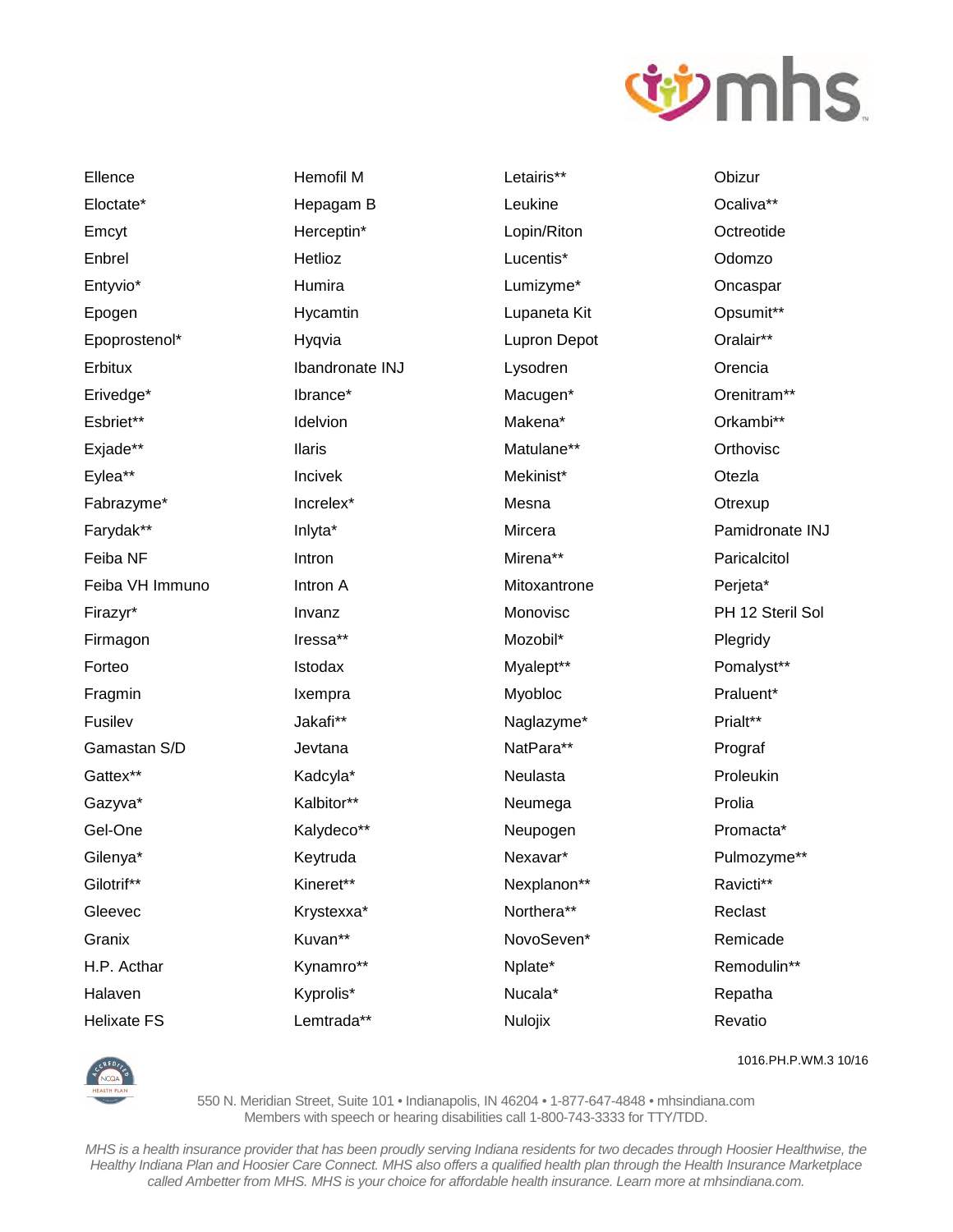Ellence
Eloctate*
Emcyt
Enbrel
Entyvio*
Epogen
Epoprostenol*
Erbitux
Erivedge*
Esbriet**
Exjade**
Eylea**
Fabrazyme*
Farydak**
Feiba NF
Feiba VH Immuno
Firazyr*
Firmagon
Forteo
Fragmin
Fusilev
Gamastan S/D
Gattex**
Gazyva*
Gel-One
Gilenya*
Gilotrif**
Gleevec
Granix
H.P. Acthar
Halaven
Helixate FS

Hemofil M
Hepagam B
Herceptin*
Hetlioz
Humira
Hycamtin
Hyqvia
Ibandronate INJ
Ibrance*
Idelvion
Ilaris
Incivek
Increlex*
Inlyta*
Intron
Intron A
Invanz
Iressa**
Istodax
Ixempra
Jakafi**
Jevtana
Kadcyla*
Kalbitor**
Kalydeco**
Keytruda
Kineret**
Krystexxa*
Kuvan**
Kynamro**
Kyprolis*
Lemtrada**

Letairis**
Leukine
Lopin/Riton
Lucentis*
Lumizyme*
Lupaneta Kit
Lupron Depot
Lysodren
Macugen*
Makena*
Matulane**
Mekinist*
Mesna
Mircera
Mirena**
Mitoxantrone
Monovisc
Mozobil*
Myalept**
Myobloc
Naglazyme*
NatPara**
Neulasta
Neumega
Neupogen
Nexavar*
Nexplanon**
Northera**
NovoSeven*
Nplate*
Nucala*
Nulojix

Obizur
Ocaliva**
Octreotide
Odomzo
Oncaspar
Opsumit**
Oralair**
Orencia
Orenitram**
Orkambi**
Orthovisc
Otezla
Otrexup
Pamidronate INJ
Paricalcitol
Perjeta*
PH 12 Steril Sol
Plegridy
Pomalyst**
Praluent*
Prialt**
Prograf
Proleukin
Prolia
Promacta*
Pulmozyme**
Ravicti**
Reclast
Remicade
Remodulin**
Repatha
Revatio

1016.PH.P.WM.3 10/16

550 N. Meridian Street, Suite 101 • Indianapolis, IN 46204 • 1-877-647-4848 • mhsindiana.com
Members with speech or hearing disabilities call 1-800-743-3333 for TTY/TDD.

*MHS is a health insurance provider that has been proudly serving Indiana residents for two decades through Hoosier Healthwise, the Healthy Indiana Plan and Hoosier Care Connect. MHS also offers a qualified health plan through the Health Insurance Marketplace called Ambetter from MHS. MHS is your choice for affordable health insurance. Learn more at mhsindiana.com.*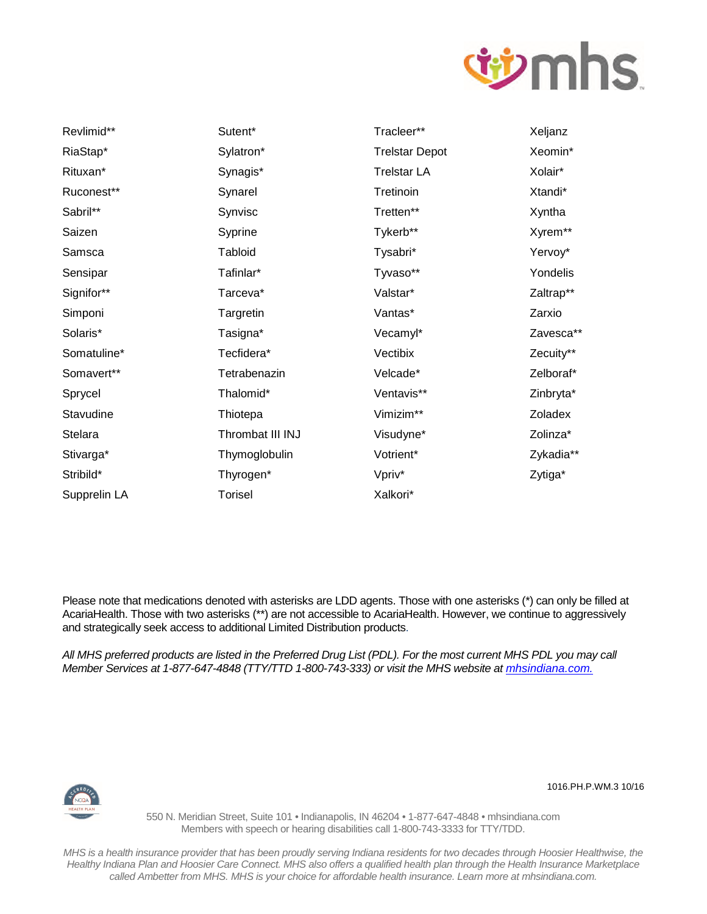| | | | |
|---|---|---|---|
| Revlimid** | Sutent* | Tracleer** | Xeljanz |
| RiaStap* | Sylatron* | Trelstar Depot | Xeomin* |
| Rituxan* | Synagis* | Trelstar LA | Xolair* |
| Ruconest** | Synarel | Tretinoin | Xtandi* |
| Sabril** | Synvisc | Tretten** | Xyntha |
| Saizen | Syprine | Tykerb** | Xyrem** |
| Samsca | Tabloid | Tysabri* | Yervoy* |
| Sensipar | Tafinlar* | Tyvaso** | Yondelis |
| Signifor** | Tarceva* | Valstar* | Zaltrap** |
| Simponi | Targretin | Vantas* | Zarxio |
| Solaris* | Tasigna* | Vecamyl* | Zavesca** |
| Somatuline* | Tecfidera* | Vectibix | Zecuity** |
| Somavert** | Tetrabenazin | Velcade* | Zelboraf* |
| Sprycel | Thalomid* | Ventavis** | Zinbryta* |
| Stavudine | Thiotepa | Vimizim** | Zoladex |
| Stelara | Thrombat III INJ | Visudyne* | Zolinza* |
| Stivarga* | Thymoglobulin | Votrient* | Zykadia** |
| Stribild* | Thyrogen* | Vpriv* | Zytiga* |
| Supprelin LA | Torisel | Xalkori* | |

Please note that medications denoted with asterisks are LDD agents. Those with one asterisks (*) can only be filled at AcariaHealth. Those with two asterisks (**) are not accessible to AcariaHealth. However, we continue to aggressively and strategically seek access to additional Limited Distribution products.

*All MHS preferred products are listed in the Preferred Drug List (PDL). For the most current MHS PDL you may call Member Services at 1-877-647-4848 (TTY/TTD 1-800-743-333) or visit the MHS website at [mhsindiana.com.](mhsindiana.com)*

1016.PH.P.WM.3 10/16

550 N. Meridian Street, Suite 101 • Indianapolis, IN 46204 • 1-877-647-4848 • mhsindiana.com
Members with speech or hearing disabilities call 1-800-743-3333 for TTY/TDD.

*MHS is a health insurance provider that has been proudly serving Indiana residents for two decades through Hoosier Healthwise, the Healthy Indiana Plan and Hoosier Care Connect. MHS also offers a qualified health plan through the Health Insurance Marketplace called Ambetter from MHS. MHS is your choice for affordable health insurance. Learn more at mhsindiana.com.*